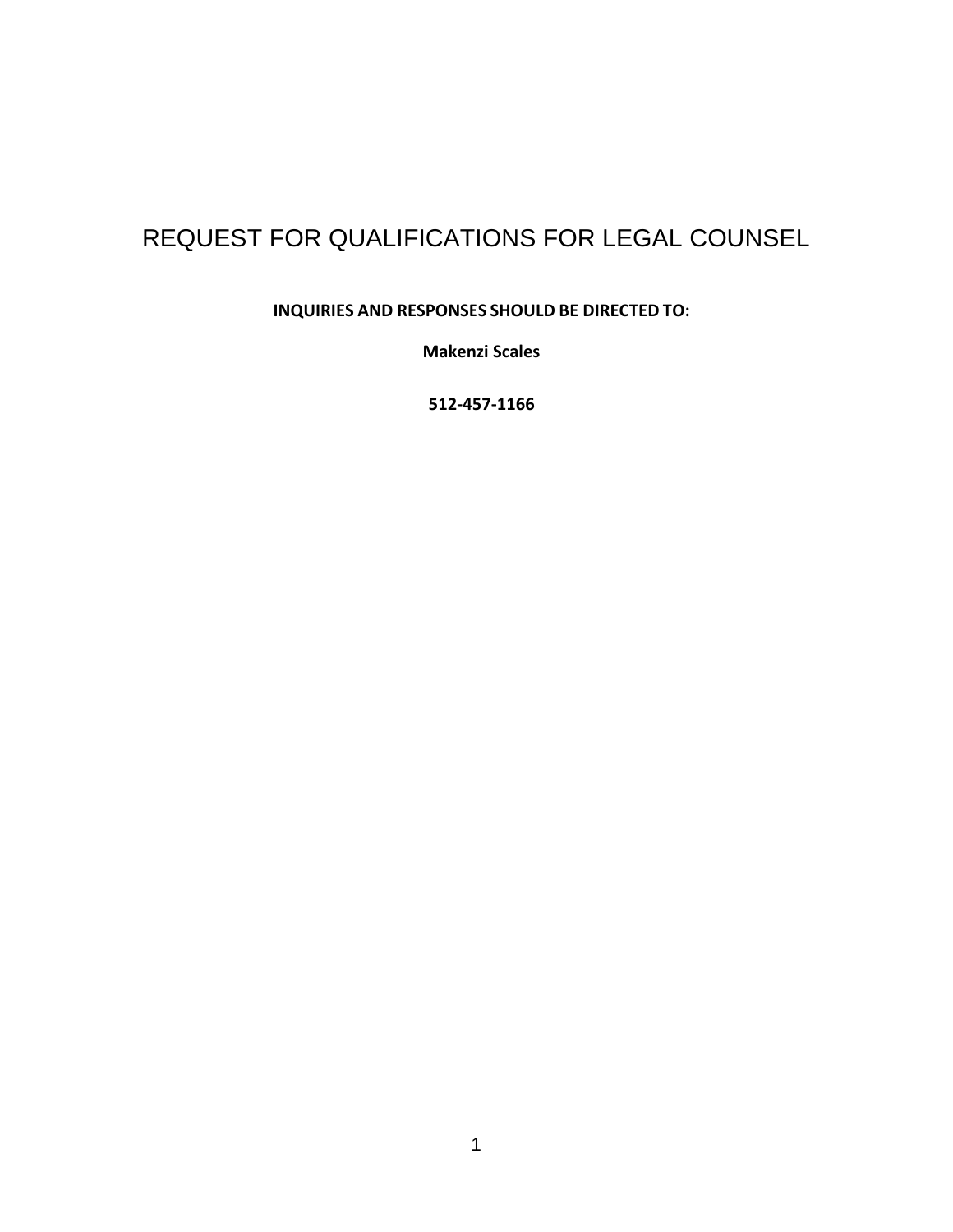# REQUEST FOR QUALIFICATIONS FOR LEGAL COUNSEL

**INQUIRIES AND RESPONSES SHOULD BE DIRECTED TO:**

**Makenzi Scales**

**512-457-1166**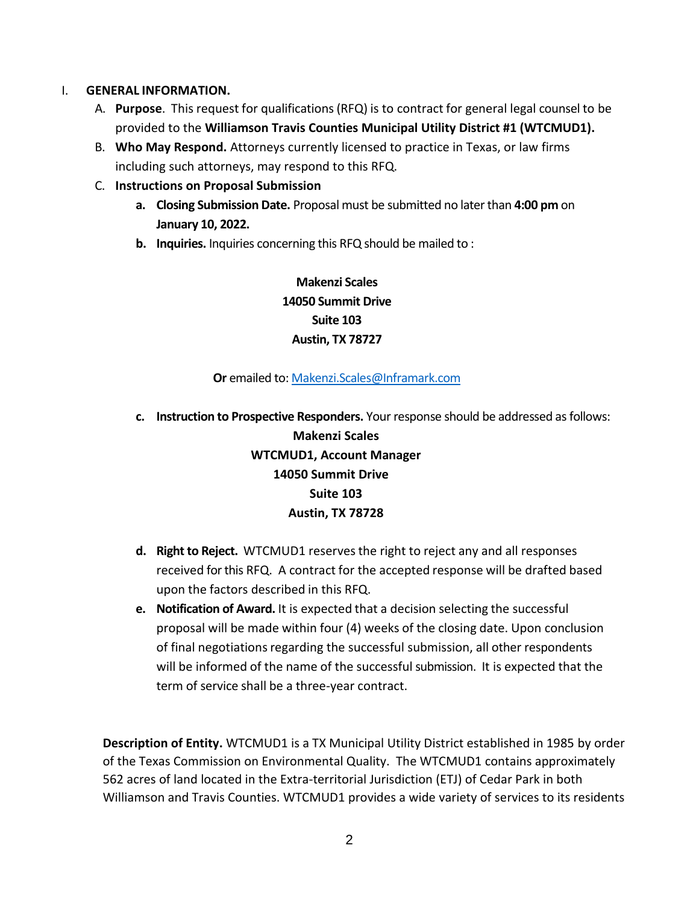I. **GENERAL INFORMATION.**

A. **Purpose**. This request for qualifications (RFQ) is to contract for general legal counsel to be provided to the **Williamson Travis Counties Municipal Utility District #1 (WTCMUD1).**

B. **Who May Respond.** Attorneys currently licensed to practice in Texas, or law firms including such attorneys, may respond to this RFQ.

C. **Instructions on Proposal Submission**

a. **Closing Submission Date.** Proposal must be submitted no later than **4:00 pm** on **January 10, 2022.**

b. **Inquiries.** Inquiries concerning this RFQ should be mailed to :

**Makenzi Scales**
**14050 Summit Drive**
**Suite 103**
**Austin, TX 78727**

**Or** emailed to: Makenzi.Scales@Inframark.com

c. **Instruction to Prospective Responders.** Your response should be addressed as follows:

**Makenzi Scales**
**WTCMUD1, Account Manager**
**14050 Summit Drive**
**Suite 103**
**Austin, TX 78728**

d. **Right to Reject.** WTCMUD1 reserves the right to reject any and all responses received for this RFQ. A contract for the accepted response will be drafted based upon the factors described in this RFQ.

e. **Notification of Award.** It is expected that a decision selecting the successful proposal will be made within four (4) weeks of the closing date. Upon conclusion of final negotiations regarding the successful submission, all other respondents will be informed of the name of the successful submission. It is expected that the term of service shall be a three-year contract.

**Description of Entity.** WTCMUD1 is a TX Municipal Utility District established in 1985 by order of the Texas Commission on Environmental Quality. The WTCMUD1 contains approximately 562 acres of land located in the Extra-territorial Jurisdiction (ETJ) of Cedar Park in both Williamson and Travis Counties. WTCMUD1 provides a wide variety of services to its residents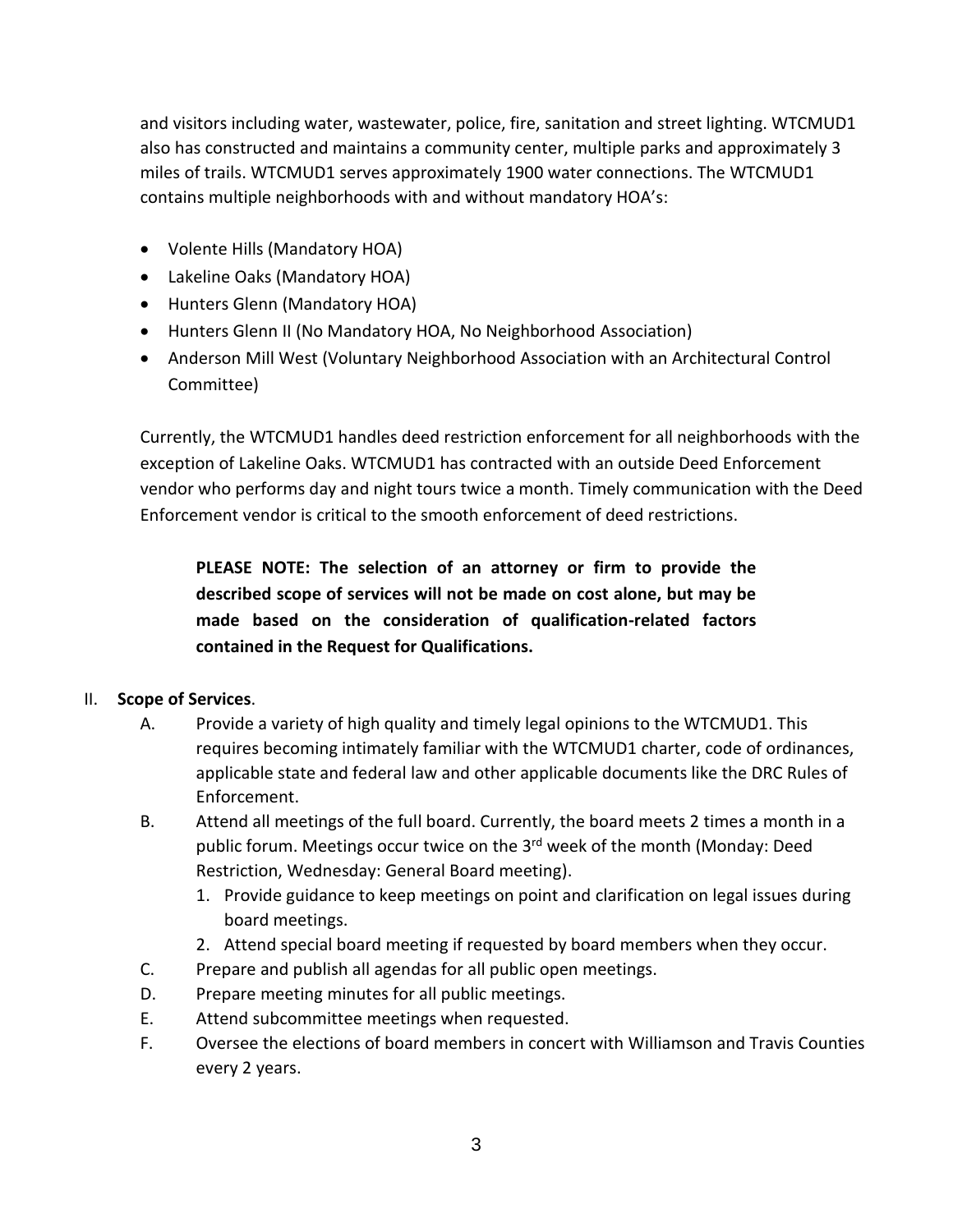and visitors including water, wastewater, police, fire, sanitation and street lighting. WTCMUD1 also has constructed and maintains a community center, multiple parks and approximately 3 miles of trails. WTCMUD1 serves approximately 1900 water connections. The WTCMUD1 contains multiple neighborhoods with and without mandatory HOA's:

- Volente Hills (Mandatory HOA)
- Lakeline Oaks (Mandatory HOA)
- Hunters Glenn (Mandatory HOA)
- Hunters Glenn II (No Mandatory HOA, No Neighborhood Association)
- Anderson Mill West (Voluntary Neighborhood Association with an Architectural Control Committee)

Currently, the WTCMUD1 handles deed restriction enforcement for all neighborhoods with the exception of Lakeline Oaks. WTCMUD1 has contracted with an outside Deed Enforcement vendor who performs day and night tours twice a month. Timely communication with the Deed Enforcement vendor is critical to the smooth enforcement of deed restrictions.

> **PLEASE NOTE: The selection of an attorney or firm to provide the described scope of services will not be made on cost alone, but may be made based on the consideration of qualification-related factors contained in the Request for Qualifications.**

II. **Scope of Services**.

A. Provide a variety of high quality and timely legal opinions to the WTCMUD1. This requires becoming intimately familiar with the WTCMUD1 charter, code of ordinances, applicable state and federal law and other applicable documents like the DRC Rules of Enforcement.

B. Attend all meetings of the full board. Currently, the board meets 2 times a month in a public forum. Meetings occur twice on the 3rd week of the month (Monday: Deed Restriction, Wednesday: General Board meeting).

1. Provide guidance to keep meetings on point and clarification on legal issues during board meetings.
2. Attend special board meeting if requested by board members when they occur.

C. Prepare and publish all agendas for all public open meetings.

D. Prepare meeting minutes for all public meetings.

E. Attend subcommittee meetings when requested.

F. Oversee the elections of board members in concert with Williamson and Travis Counties every 2 years.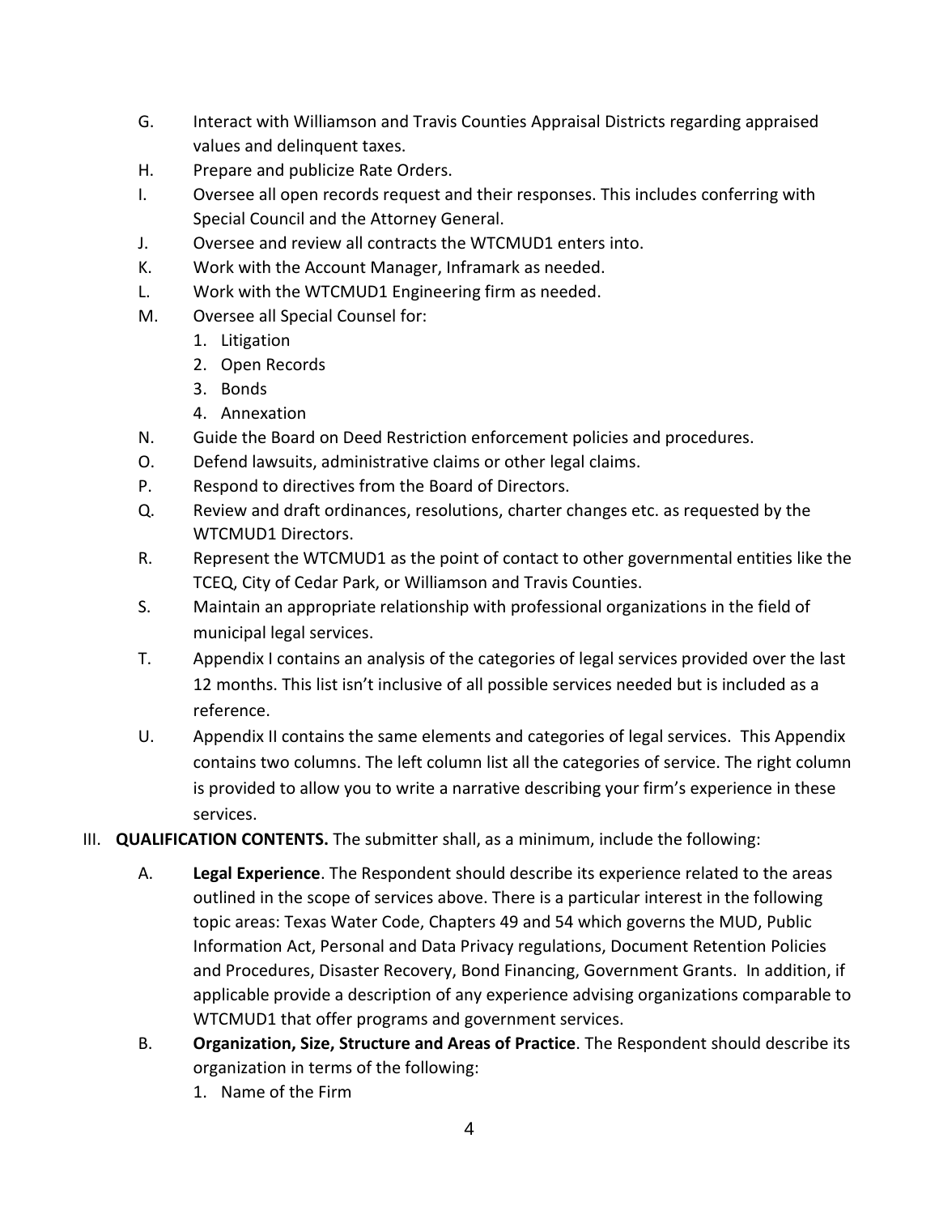G. Interact with Williamson and Travis Counties Appraisal Districts regarding appraised values and delinquent taxes.

H. Prepare and publicize Rate Orders.

I. Oversee all open records request and their responses. This includes conferring with Special Council and the Attorney General.

J. Oversee and review all contracts the WTCMUD1 enters into.

K. Work with the Account Manager, Inframark as needed.

L. Work with the WTCMUD1 Engineering firm as needed.

M. Oversee all Special Counsel for:
   1. Litigation
   2. Open Records
   3. Bonds
   4. Annexation

N. Guide the Board on Deed Restriction enforcement policies and procedures.

O. Defend lawsuits, administrative claims or other legal claims.

P. Respond to directives from the Board of Directors.

Q. Review and draft ordinances, resolutions, charter changes etc. as requested by the WTCMUD1 Directors.

R. Represent the WTCMUD1 as the point of contact to other governmental entities like the TCEQ, City of Cedar Park, or Williamson and Travis Counties.

S. Maintain an appropriate relationship with professional organizations in the field of municipal legal services.

T. Appendix I contains an analysis of the categories of legal services provided over the last 12 months. This list isn't inclusive of all possible services needed but is included as a reference.

U. Appendix II contains the same elements and categories of legal services. This Appendix contains two columns. The left column list all the categories of service. The right column is provided to allow you to write a narrative describing your firm's experience in these services.

III. **QUALIFICATION CONTENTS.** The submitter shall, as a minimum, include the following:

A. **Legal Experience**. The Respondent should describe its experience related to the areas outlined in the scope of services above. There is a particular interest in the following topic areas: Texas Water Code, Chapters 49 and 54 which governs the MUD, Public Information Act, Personal and Data Privacy regulations, Document Retention Policies and Procedures, Disaster Recovery, Bond Financing, Government Grants. In addition, if applicable provide a description of any experience advising organizations comparable to WTCMUD1 that offer programs and government services.

B. **Organization, Size, Structure and Areas of Practice**. The Respondent should describe its organization in terms of the following:
   1. Name of the Firm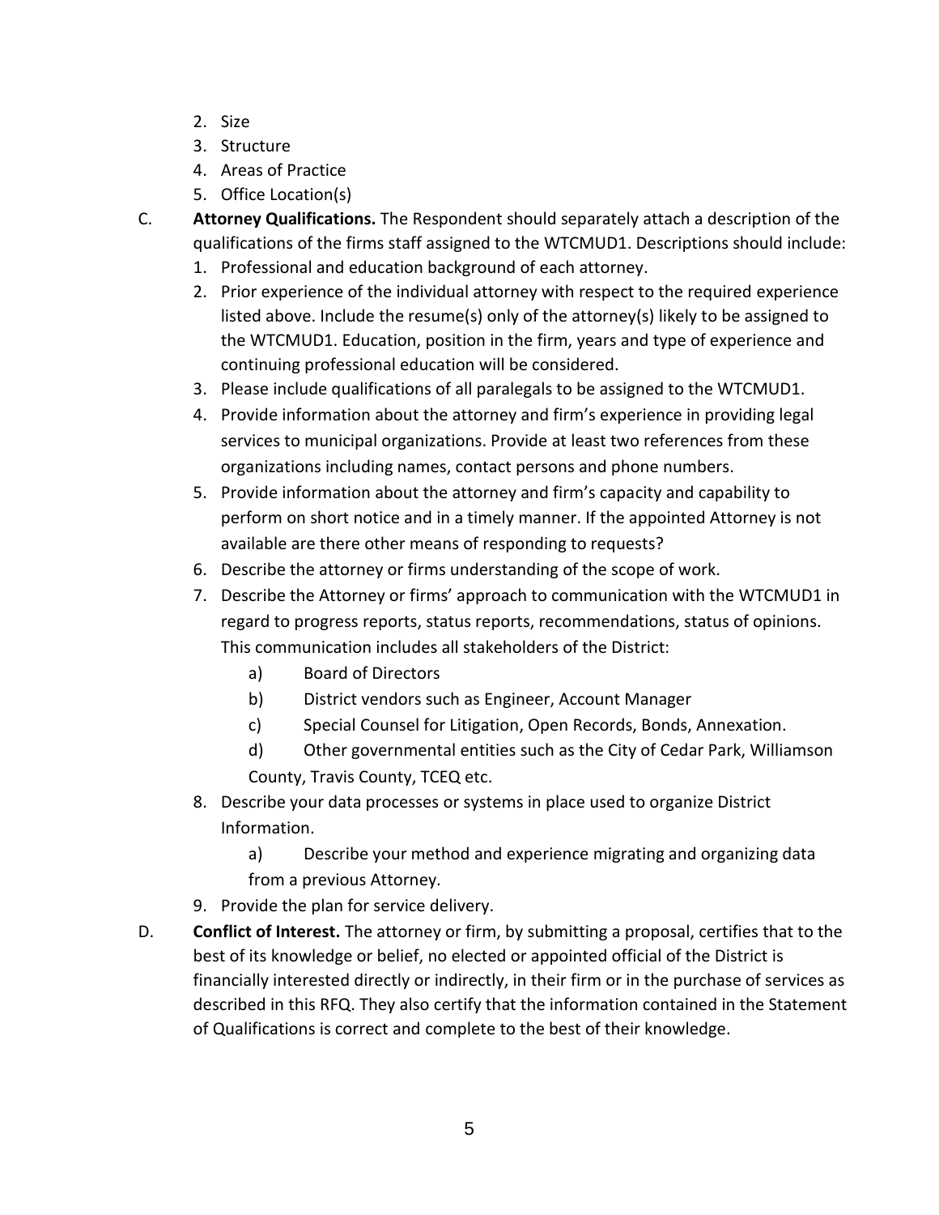2. Size
3. Structure
4. Areas of Practice
5. Office Location(s)

C. **Attorney Qualifications.** The Respondent should separately attach a description of the qualifications of the firms staff assigned to the WTCMUD1. Descriptions should include:

1. Professional and education background of each attorney.
2. Prior experience of the individual attorney with respect to the required experience listed above. Include the resume(s) only of the attorney(s) likely to be assigned to the WTCMUD1. Education, position in the firm, years and type of experience and continuing professional education will be considered.
3. Please include qualifications of all paralegals to be assigned to the WTCMUD1.
4. Provide information about the attorney and firm's experience in providing legal services to municipal organizations. Provide at least two references from these organizations including names, contact persons and phone numbers.
5. Provide information about the attorney and firm's capacity and capability to perform on short notice and in a timely manner. If the appointed Attorney is not available are there other means of responding to requests?
6. Describe the attorney or firms understanding of the scope of work.
7. Describe the Attorney or firms' approach to communication with the WTCMUD1 in regard to progress reports, status reports, recommendations, status of opinions. This communication includes all stakeholders of the District:
   a) Board of Directors
   b) District vendors such as Engineer, Account Manager
   c) Special Counsel for Litigation, Open Records, Bonds, Annexation.
   d) Other governmental entities such as the City of Cedar Park, Williamson County, Travis County, TCEQ etc.
8. Describe your data processes or systems in place used to organize District Information.
   a) Describe your method and experience migrating and organizing data from a previous Attorney.
9. Provide the plan for service delivery.

D. **Conflict of Interest.** The attorney or firm, by submitting a proposal, certifies that to the best of its knowledge or belief, no elected or appointed official of the District is financially interested directly or indirectly, in their firm or in the purchase of services as described in this RFQ. They also certify that the information contained in the Statement of Qualifications is correct and complete to the best of their knowledge.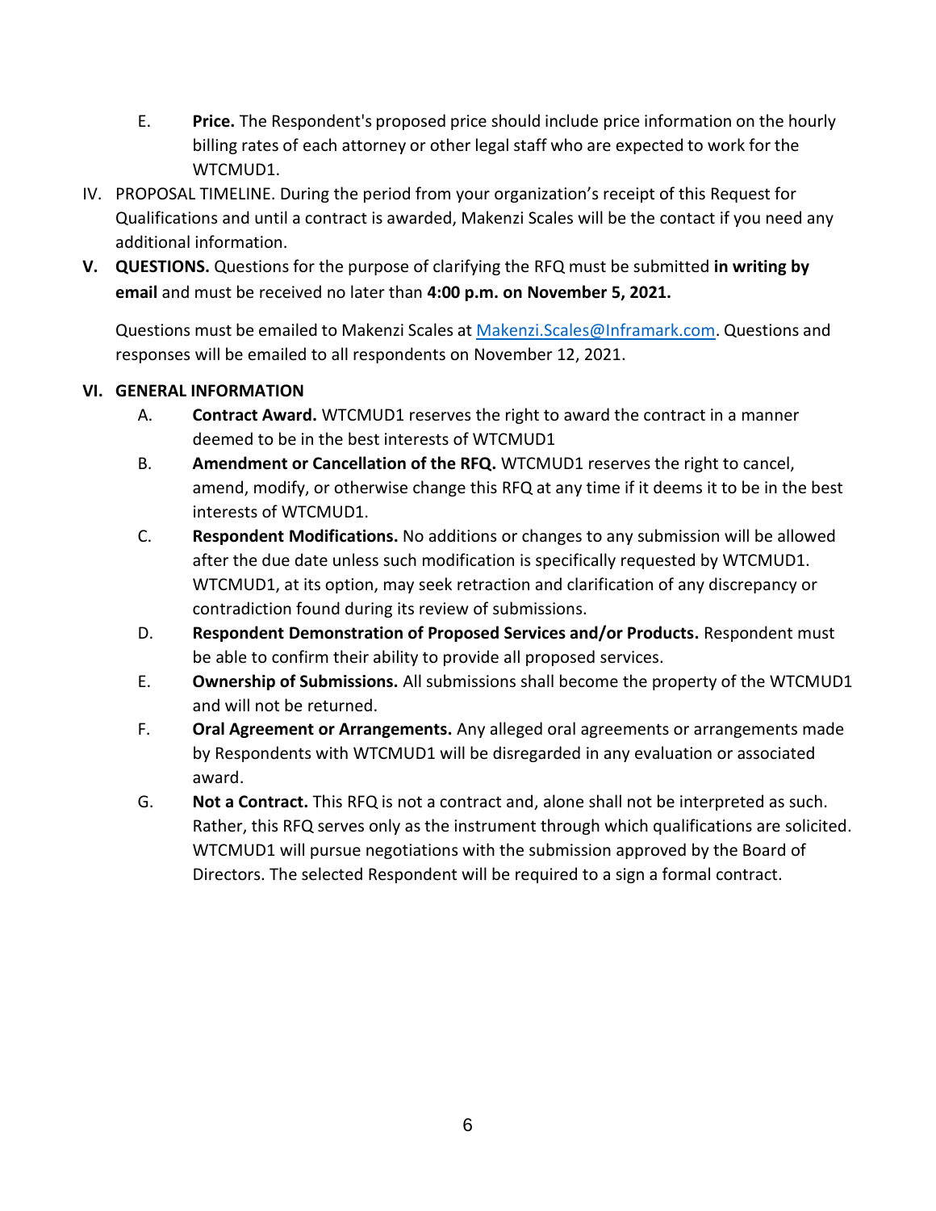E. **Price.** The Respondent's proposed price should include price information on the hourly billing rates of each attorney or other legal staff who are expected to work for the WTCMUD1.

IV. PROPOSAL TIMELINE. During the period from your organization's receipt of this Request for Qualifications and until a contract is awarded, Makenzi Scales will be the contact if you need any additional information.

**V. QUESTIONS.** Questions for the purpose of clarifying the RFQ must be submitted **in writing by email** and must be received no later than **4:00 p.m. on November 5, 2021.**

Questions must be emailed to Makenzi Scales at [Makenzi.Scales@Inframark.com](mailto:Makenzi.Scales@Inframark.com). Questions and responses will be emailed to all respondents on November 12, 2021.

**VI. GENERAL INFORMATION**

A. **Contract Award.** WTCMUD1 reserves the right to award the contract in a manner deemed to be in the best interests of WTCMUD1

B. **Amendment or Cancellation of the RFQ.** WTCMUD1 reserves the right to cancel, amend, modify, or otherwise change this RFQ at any time if it deems it to be in the best interests of WTCMUD1.

C. **Respondent Modifications.** No additions or changes to any submission will be allowed after the due date unless such modification is specifically requested by WTCMUD1. WTCMUD1, at its option, may seek retraction and clarification of any discrepancy or contradiction found during its review of submissions.

D. **Respondent Demonstration of Proposed Services and/or Products.** Respondent must be able to confirm their ability to provide all proposed services.

E. **Ownership of Submissions.** All submissions shall become the property of the WTCMUD1 and will not be returned.

F. **Oral Agreement or Arrangements.** Any alleged oral agreements or arrangements made by Respondents with WTCMUD1 will be disregarded in any evaluation or associated award.

G. **Not a Contract.** This RFQ is not a contract and, alone shall not be interpreted as such. Rather, this RFQ serves only as the instrument through which qualifications are solicited. WTCMUD1 will pursue negotiations with the submission approved by the Board of Directors. The selected Respondent will be required to a sign a formal contract.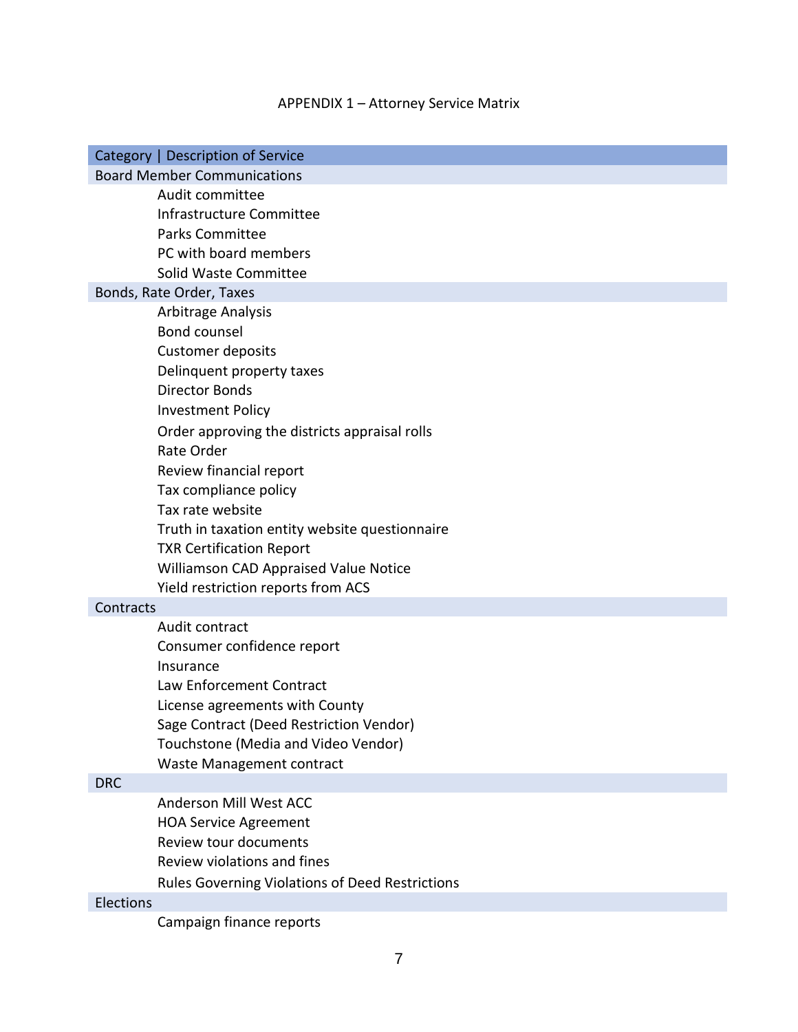APPENDIX 1 – Attorney Service Matrix

| Category \| Description of Service |
|---|
| **Board Member Communications** |
| Audit committee |
| Infrastructure Committee |
| Parks Committee |
| PC with board members |
| Solid Waste Committee |
| **Bonds, Rate Order, Taxes** |
| Arbitrage Analysis |
| Bond counsel |
| Customer deposits |
| Delinquent property taxes |
| Director Bonds |
| Investment Policy |
| Order approving the districts appraisal rolls |
| Rate Order |
| Review financial report |
| Tax compliance policy |
| Tax rate website |
| Truth in taxation entity website questionnaire |
| TXR Certification Report |
| Williamson CAD Appraised Value Notice |
| Yield restriction reports from ACS |
| **Contracts** |
| Audit contract |
| Consumer confidence report |
| Insurance |
| Law Enforcement Contract |
| License agreements with County |
| Sage Contract (Deed Restriction Vendor) |
| Touchstone (Media and Video Vendor) |
| Waste Management contract |
| **DRC** |
| Anderson Mill West ACC |
| HOA Service Agreement |
| Review tour documents |
| Review violations and fines |
| Rules Governing Violations of Deed Restrictions |
| **Elections** |
| Campaign finance reports |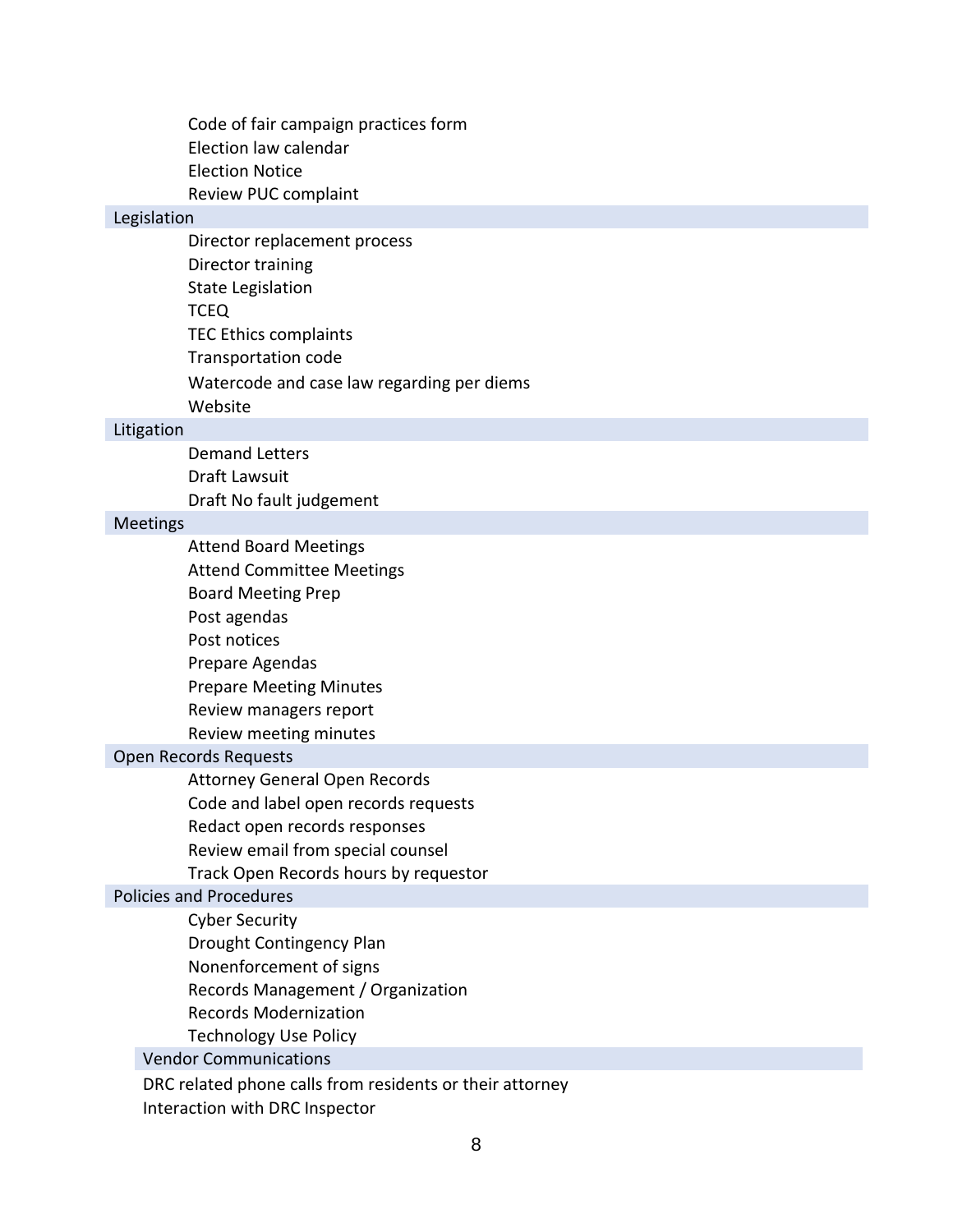- Code of fair campaign practices form
- Election law calendar
- Election Notice
- Review PUC complaint

### Legislation

- Director replacement process
- Director training
- State Legislation
- TCEQ
- TEC Ethics complaints
- Transportation code
- Watercode and case law regarding per diems
- Website

### Litigation

- Demand Letters
- Draft Lawsuit
- Draft No fault judgement

### Meetings

- Attend Board Meetings
- Attend Committee Meetings
- Board Meeting Prep
- Post agendas
- Post notices
- Prepare Agendas
- Prepare Meeting Minutes
- Review managers report
- Review meeting minutes

### Open Records Requests

- Attorney General Open Records
- Code and label open records requests
- Redact open records responses
- Review email from special counsel
- Track Open Records hours by requestor

### Policies and Procedures

- Cyber Security
- Drought Contingency Plan
- Nonenforcement of signs
- Records Management / Organization
- Records Modernization
- Technology Use Policy

### Vendor Communications

DRC related phone calls from residents or their attorney

Interaction with DRC Inspector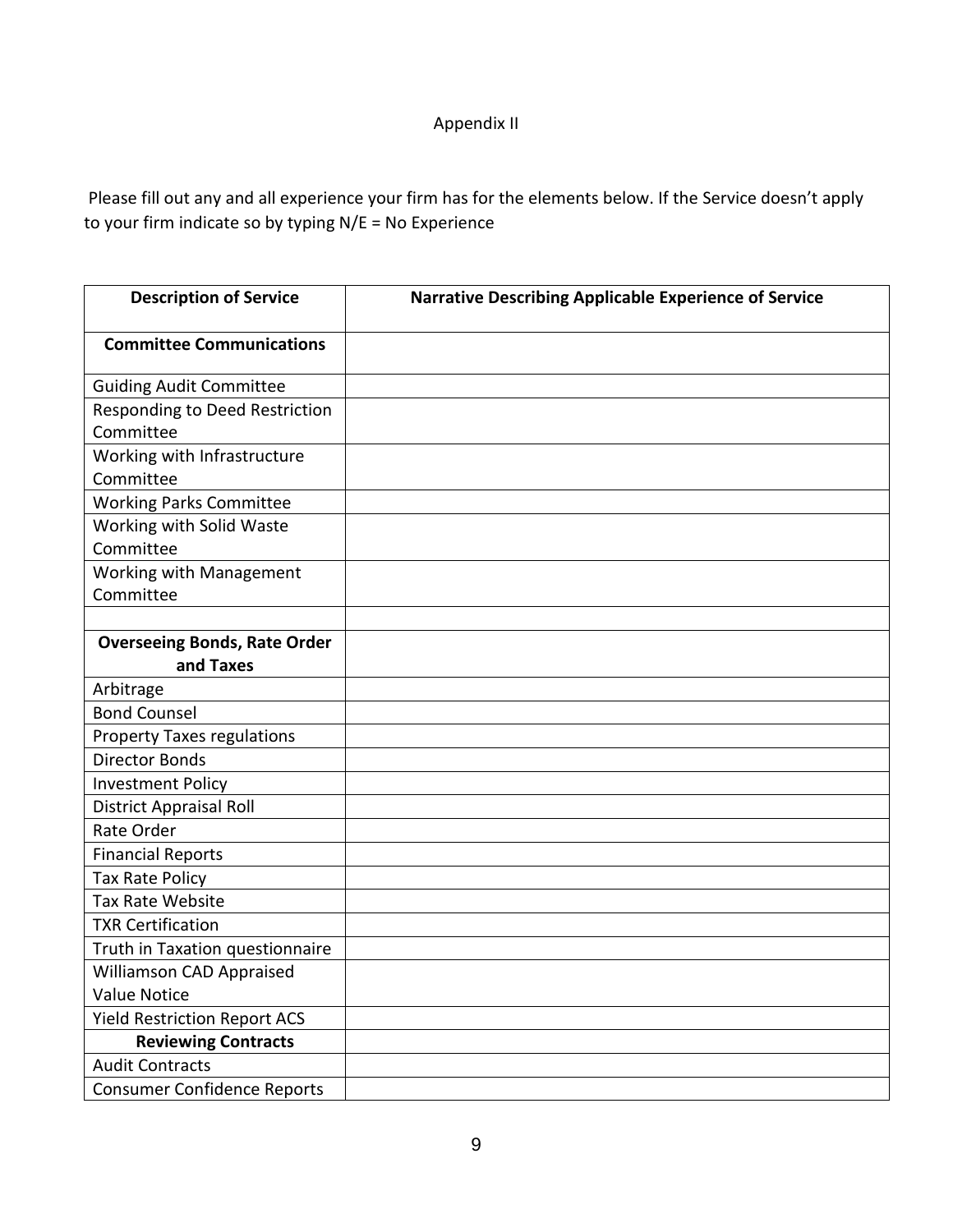Appendix II

Please fill out any and all experience your firm has for the elements below. If the Service doesn't apply to your firm indicate so by typing N/E = No Experience

| Description of Service | Narrative Describing Applicable Experience of Service |
|---|---|
| **Committee Communications** | |
| Guiding Audit Committee | |
| Responding to Deed Restriction Committee | |
| Working with Infrastructure Committee | |
| Working Parks Committee | |
| Working with Solid Waste Committee | |
| Working with Management Committee | |
| | |
| **Overseeing Bonds, Rate Order and Taxes** | |
| Arbitrage | |
| Bond Counsel | |
| Property Taxes regulations | |
| Director Bonds | |
| Investment Policy | |
| District Appraisal Roll | |
| Rate Order | |
| Financial Reports | |
| Tax Rate Policy | |
| Tax Rate Website | |
| TXR Certification | |
| Truth in Taxation questionnaire | |
| Williamson CAD Appraised Value Notice | |
| Yield Restriction Report ACS | |
| **Reviewing Contracts** | |
| Audit Contracts | |
| Consumer Confidence Reports | |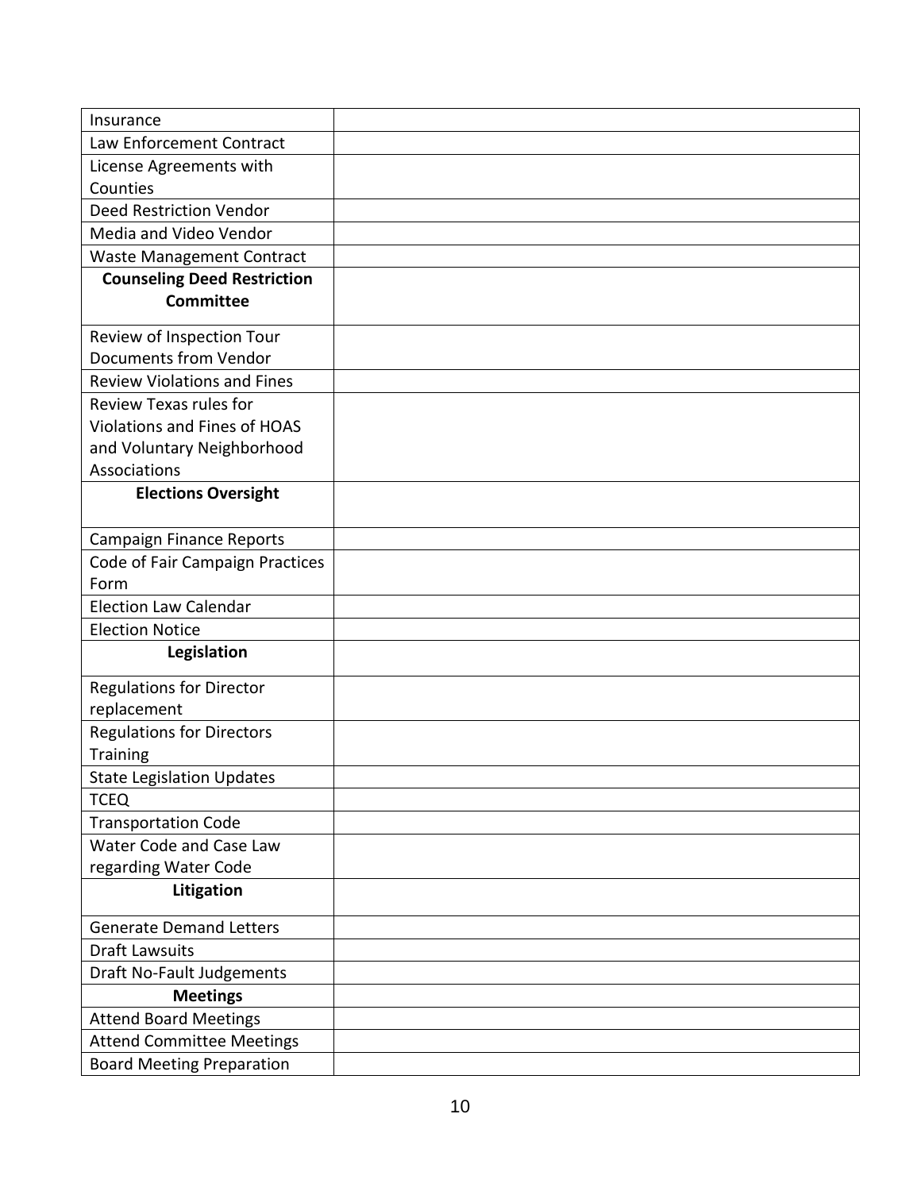| | |
|---|---|
| Insurance | |
| Law Enforcement Contract | |
| License Agreements with Counties | |
| Deed Restriction Vendor | |
| Media and Video Vendor | |
| Waste Management Contract | |
| **Counseling Deed Restriction Committee** | |
| Review of Inspection Tour Documents from Vendor | |
| Review Violations and Fines | |
| Review Texas rules for Violations and Fines of HOAS and Voluntary Neighborhood Associations | |
| **Elections Oversight** | |
| Campaign Finance Reports | |
| Code of Fair Campaign Practices Form | |
| Election Law Calendar | |
| Election Notice | |
| **Legislation** | |
| Regulations for Director replacement | |
| Regulations for Directors Training | |
| State Legislation Updates | |
| TCEQ | |
| Transportation Code | |
| Water Code and Case Law regarding Water Code | |
| **Litigation** | |
| Generate Demand Letters | |
| Draft Lawsuits | |
| Draft No-Fault Judgements | |
| **Meetings** | |
| Attend Board Meetings | |
| Attend Committee Meetings | |
| Board Meeting Preparation | |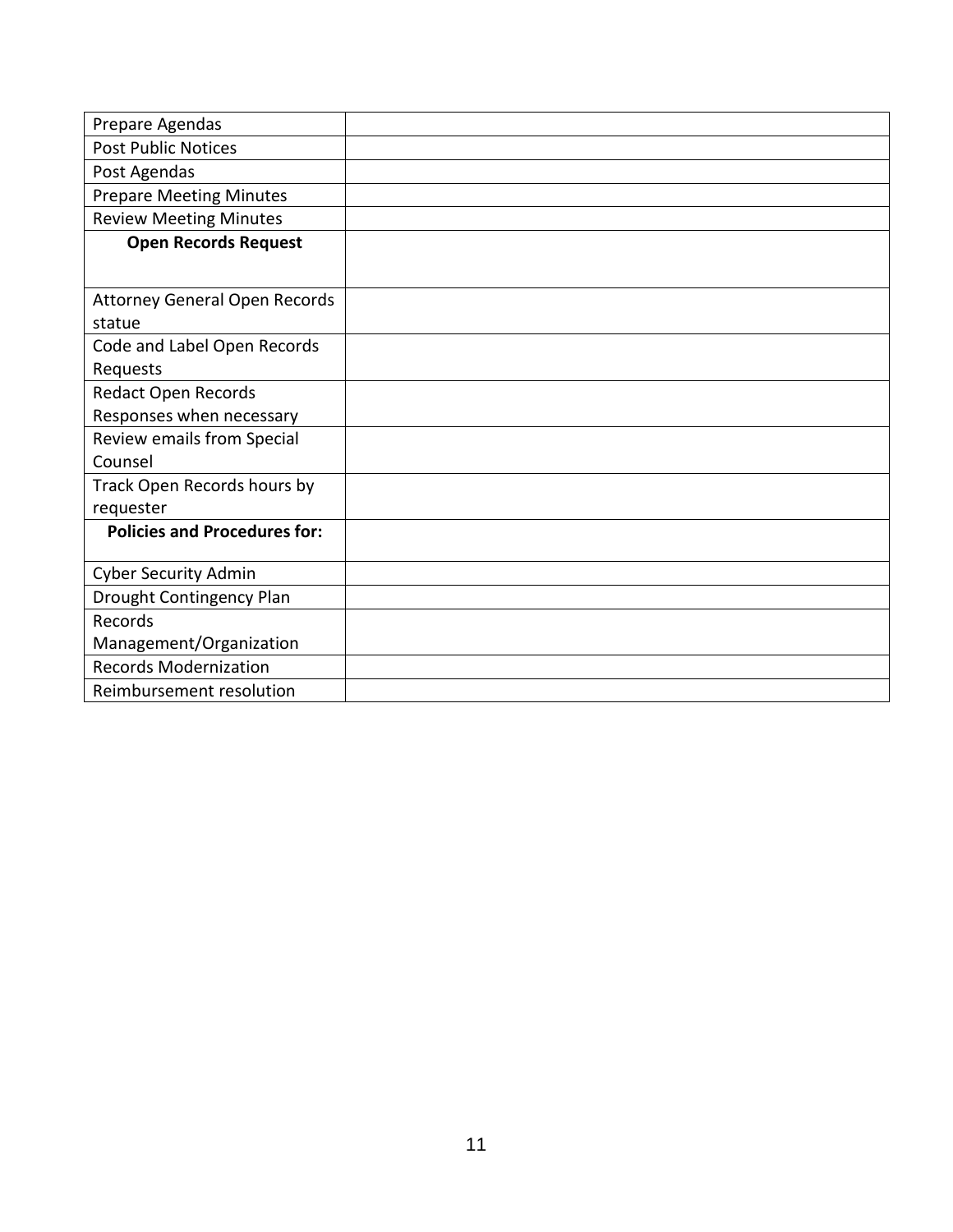| Prepare Agendas | |
|---|---|
| Post Public Notices | |
| Post Agendas | |
| Prepare Meeting Minutes | |
| Review Meeting Minutes | |
| **Open Records Request** | |
| Attorney General Open Records statue | |
| Code and Label Open Records Requests | |
| Redact Open Records Responses when necessary | |
| Review emails from Special Counsel | |
| Track Open Records hours by requester | |
| **Policies and Procedures for:** | |
| Cyber Security Admin | |
| Drought Contingency Plan | |
| Records Management/Organization | |
| Records Modernization | |
| Reimbursement resolution | |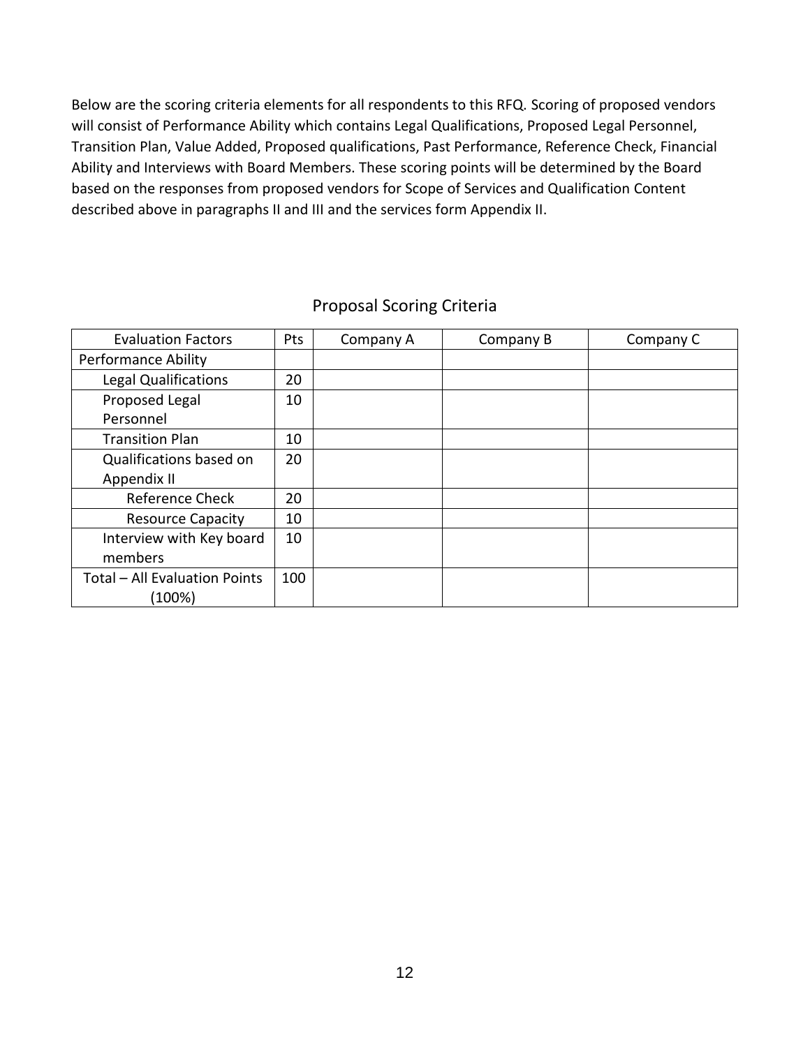Below are the scoring criteria elements for all respondents to this RFQ. Scoring of proposed vendors will consist of Performance Ability which contains Legal Qualifications, Proposed Legal Personnel, Transition Plan, Value Added, Proposed qualifications, Past Performance, Reference Check, Financial Ability and Interviews with Board Members. These scoring points will be determined by the Board based on the responses from proposed vendors for Scope of Services and Qualification Content described above in paragraphs II and III and the services form Appendix II.

## Proposal Scoring Criteria

| Evaluation Factors | Pts | Company A | Company B | Company C |
|---|---|---|---|---|
| Performance Ability | | | | |
| Legal Qualifications | 20 | | | |
| Proposed Legal Personnel | 10 | | | |
| Transition Plan | 10 | | | |
| Qualifications based on Appendix II | 20 | | | |
| Reference Check | 20 | | | |
| Resource Capacity | 10 | | | |
| Interview with Key board members | 10 | | | |
| Total – All Evaluation Points (100%) | 100 | | | |